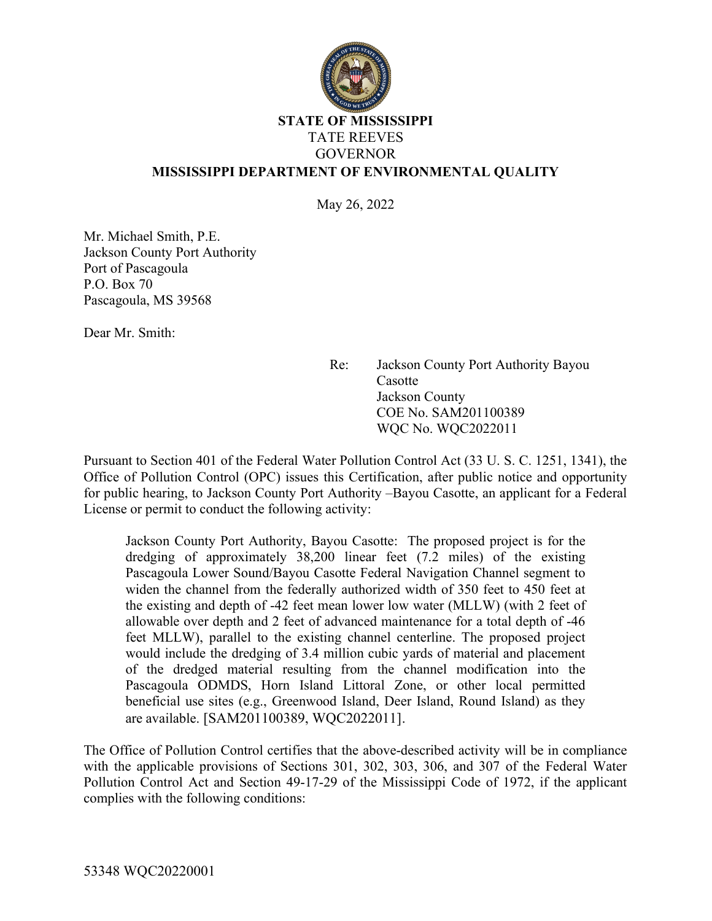**STATE OF MISSISSIPPI**
TATE REEVES
GOVERNOR
**MISSISSIPPI DEPARTMENT OF ENVIRONMENTAL QUALITY**

May 26, 2022

Mr. Michael Smith, P.E.
Jackson County Port Authority
Port of Pascagoula
P.O. Box 70
Pascagoula, MS 39568

Dear Mr. Smith:

Re: Jackson County Port Authority Bayou Casotte
Jackson County
COE No. SAM201100389
WQC No. WQC2022011

Pursuant to Section 401 of the Federal Water Pollution Control Act (33 U. S. C. 1251, 1341), the Office of Pollution Control (OPC) issues this Certification, after public notice and opportunity for public hearing, to Jackson County Port Authority –Bayou Casotte, an applicant for a Federal License or permit to conduct the following activity:

> Jackson County Port Authority, Bayou Casotte: The proposed project is for the dredging of approximately 38,200 linear feet (7.2 miles) of the existing Pascagoula Lower Sound/Bayou Casotte Federal Navigation Channel segment to widen the channel from the federally authorized width of 350 feet to 450 feet at the existing and depth of -42 feet mean lower low water (MLLW) (with 2 feet of allowable over depth and 2 feet of advanced maintenance for a total depth of -46 feet MLLW), parallel to the existing channel centerline. The proposed project would include the dredging of 3.4 million cubic yards of material and placement of the dredged material resulting from the channel modification into the Pascagoula ODMDS, Horn Island Littoral Zone, or other local permitted beneficial use sites (e.g., Greenwood Island, Deer Island, Round Island) as they are available. [SAM201100389, WQC2022011].

The Office of Pollution Control certifies that the above-described activity will be in compliance with the applicable provisions of Sections 301, 302, 303, 306, and 307 of the Federal Water Pollution Control Act and Section 49-17-29 of the Mississippi Code of 1972, if the applicant complies with the following conditions:

53348 WQC20220001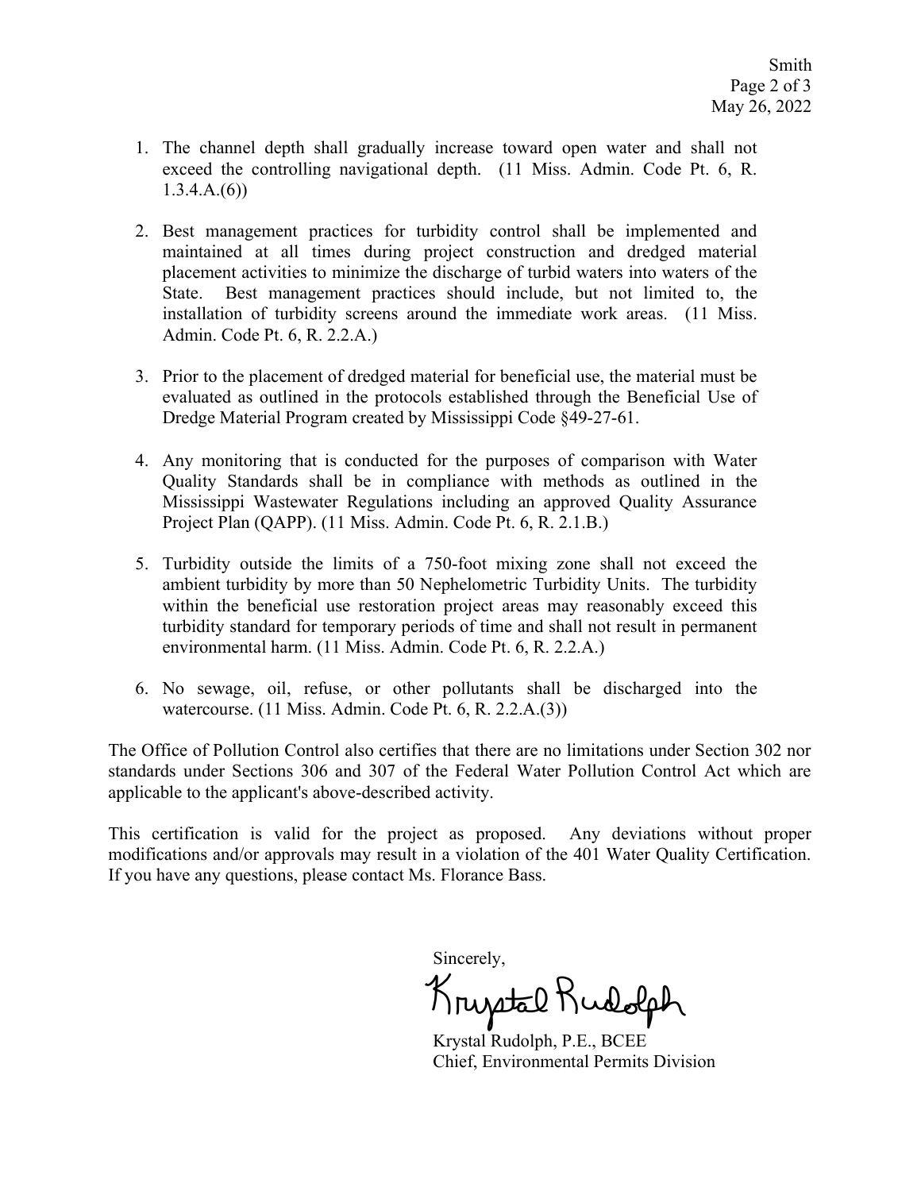1. The channel depth shall gradually increase toward open water and shall not exceed the controlling navigational depth. (11 Miss. Admin. Code Pt. 6, R. 1.3.4.A.(6))

2. Best management practices for turbidity control shall be implemented and maintained at all times during project construction and dredged material placement activities to minimize the discharge of turbid waters into waters of the State. Best management practices should include, but not limited to, the installation of turbidity screens around the immediate work areas. (11 Miss. Admin. Code Pt. 6, R. 2.2.A.)

3. Prior to the placement of dredged material for beneficial use, the material must be evaluated as outlined in the protocols established through the Beneficial Use of Dredge Material Program created by Mississippi Code §49-27-61.

4. Any monitoring that is conducted for the purposes of comparison with Water Quality Standards shall be in compliance with methods as outlined in the Mississippi Wastewater Regulations including an approved Quality Assurance Project Plan (QAPP). (11 Miss. Admin. Code Pt. 6, R. 2.1.B.)

5. Turbidity outside the limits of a 750-foot mixing zone shall not exceed the ambient turbidity by more than 50 Nephelometric Turbidity Units. The turbidity within the beneficial use restoration project areas may reasonably exceed this turbidity standard for temporary periods of time and shall not result in permanent environmental harm. (11 Miss. Admin. Code Pt. 6, R. 2.2.A.)

6. No sewage, oil, refuse, or other pollutants shall be discharged into the watercourse. (11 Miss. Admin. Code Pt. 6, R. 2.2.A.(3))

The Office of Pollution Control also certifies that there are no limitations under Section 302 nor standards under Sections 306 and 307 of the Federal Water Pollution Control Act which are applicable to the applicant's above-described activity.

This certification is valid for the project as proposed. Any deviations without proper modifications and/or approvals may result in a violation of the 401 Water Quality Certification. If you have any questions, please contact Ms. Florance Bass.

Sincerely,

Krystal Rudolph

Krystal Rudolph, P.E., BCEE
Chief, Environmental Permits Division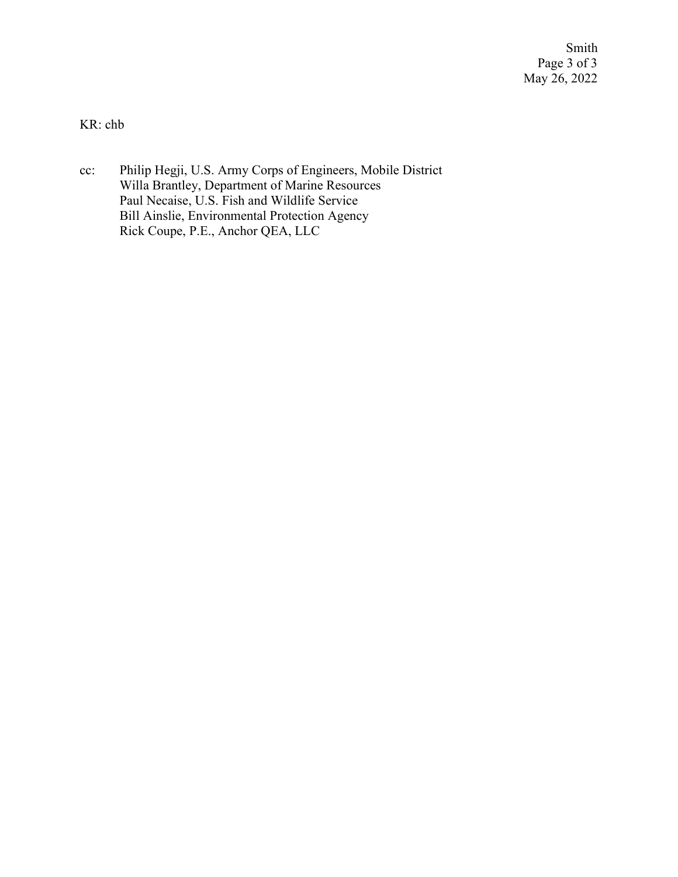KR: chb

cc: Philip Hegji, U.S. Army Corps of Engineers, Mobile District
Willa Brantley, Department of Marine Resources
Paul Necaise, U.S. Fish and Wildlife Service
Bill Ainslie, Environmental Protection Agency
Rick Coupe, P.E., Anchor QEA, LLC